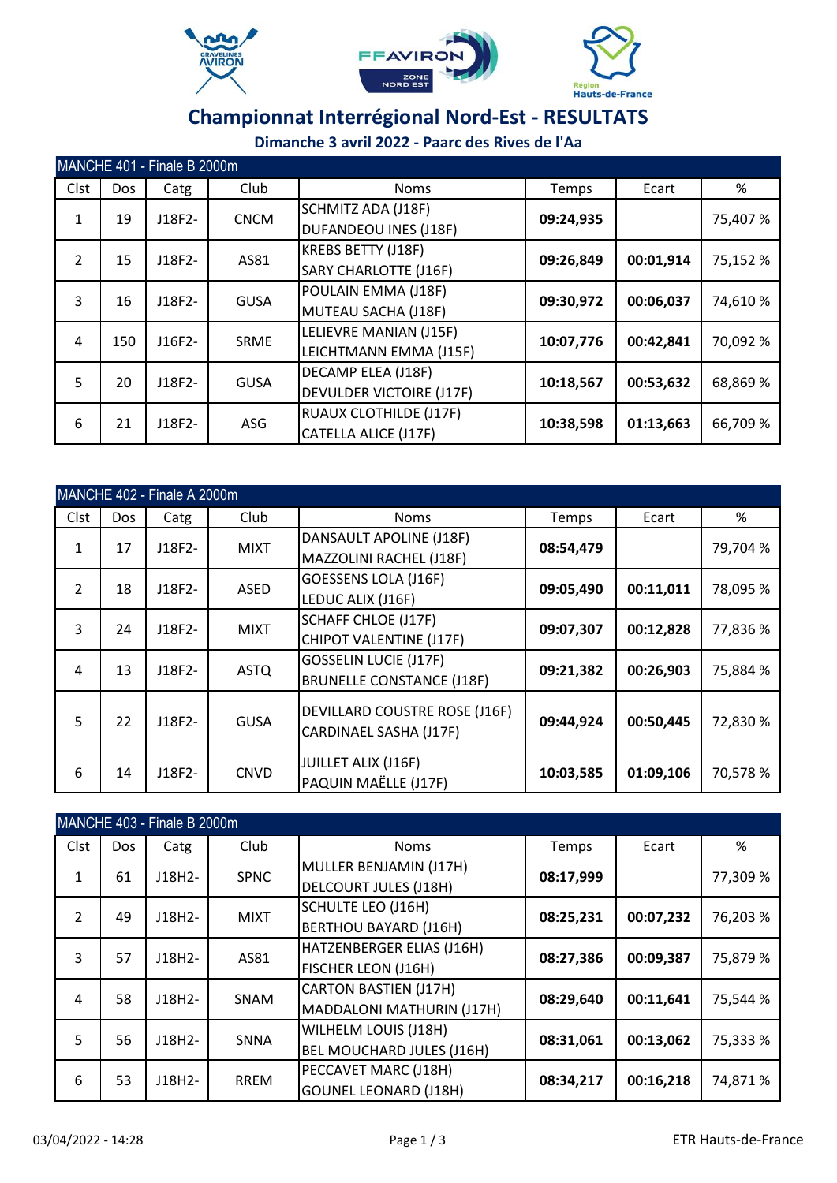# Championnat Interrégional Nord-Est - RESULTATS

**Dimanche 3 avril 2022 - Paarc des Rives de l'Aa**

| MANCHE 401 - Finale B 2000m | | | | | | | |
|---|---|---|---|---|---|---|---|
| Clst | Dos | Catg | Club | Noms | Temps | Ecart | % |
| 1 | 19 | J18F2- | CNCM | SCHMITZ ADA (J18F)<br>DUFANDEOU INES (J18F) | **09:24,935** | | 75,407 % |
| 2 | 15 | J18F2- | AS81 | KREBS BETTY (J18F)<br>SARY CHARLOTTE (J16F) | **09:26,849** | **00:01,914** | 75,152 % |
| 3 | 16 | J18F2- | GUSA | POULAIN EMMA (J18F)<br>MUTEAU SACHA (J18F) | **09:30,972** | **00:06,037** | 74,610 % |
| 4 | 150 | J16F2- | SRME | LELIEVRE MANIAN (J15F)<br>LEICHTMANN EMMA (J15F) | **10:07,776** | **00:42,841** | 70,092 % |
| 5 | 20 | J18F2- | GUSA | DECAMP ELEA (J18F)<br>DEVULDER VICTOIRE (J17F) | **10:18,567** | **00:53,632** | 68,869 % |
| 6 | 21 | J18F2- | ASG | RUAUX CLOTHILDE (J17F)<br>CATELLA ALICE (J17F) | **10:38,598** | **01:13,663** | 66,709 % |

| MANCHE 402 - Finale A 2000m | | | | | | | |
|---|---|---|---|---|---|---|---|
| Clst | Dos | Catg | Club | Noms | Temps | Ecart | % |
| 1 | 17 | J18F2- | MIXT | DANSAULT APOLINE (J18F)<br>MAZZOLINI RACHEL (J18F) | **08:54,479** | | 79,704 % |
| 2 | 18 | J18F2- | ASED | GOESSENS LOLA (J16F)<br>LEDUC ALIX (J16F) | **09:05,490** | **00:11,011** | 78,095 % |
| 3 | 24 | J18F2- | MIXT | SCHAFF CHLOE (J17F)<br>CHIPOT VALENTINE (J17F) | **09:07,307** | **00:12,828** | 77,836 % |
| 4 | 13 | J18F2- | ASTQ | GOSSELIN LUCIE (J17F)<br>BRUNELLE CONSTANCE (J18F) | **09:21,382** | **00:26,903** | 75,884 % |
| 5 | 22 | J18F2- | GUSA | DEVILLARD COUSTRE ROSE (J16F)<br>CARDINAEL SASHA (J17F) | **09:44,924** | **00:50,445** | 72,830 % |
| 6 | 14 | J18F2- | CNVD | JUILLET ALIX (J16F)<br>PAQUIN MAËLLE (J17F) | **10:03,585** | **01:09,106** | 70,578 % |

| MANCHE 403 - Finale B 2000m | | | | | | | |
|---|---|---|---|---|---|---|---|
| Clst | Dos | Catg | Club | Noms | Temps | Ecart | % |
| 1 | 61 | J18H2- | SPNC | MULLER BENJAMIN (J17H)<br>DELCOURT JULES (J18H) | **08:17,999** | | 77,309 % |
| 2 | 49 | J18H2- | MIXT | SCHULTE LEO (J16H)<br>BERTHOU BAYARD (J16H) | **08:25,231** | **00:07,232** | 76,203 % |
| 3 | 57 | J18H2- | AS81 | HATZENBERGER ELIAS (J16H)<br>FISCHER LEON (J16H) | **08:27,386** | **00:09,387** | 75,879 % |
| 4 | 58 | J18H2- | SNAM | CARTON BASTIEN (J17H)<br>MADDALONI MATHURIN (J17H) | **08:29,640** | **00:11,641** | 75,544 % |
| 5 | 56 | J18H2- | SNNA | WILHELM LOUIS (J18H)<br>BEL MOUCHARD JULES (J16H) | **08:31,061** | **00:13,062** | 75,333 % |
| 6 | 53 | J18H2- | RREM | PECCAVET MARC (J18H)<br>GOUNEL LEONARD (J18H) | **08:34,217** | **00:16,218** | 74,871 % |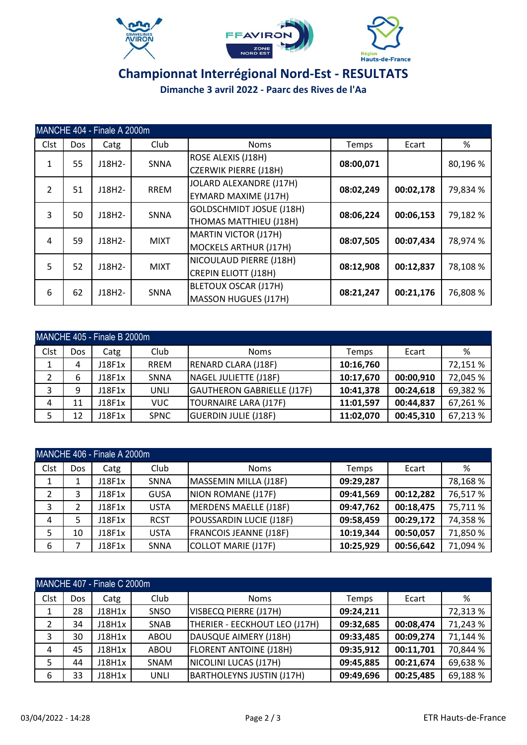# Championnat Interrégional Nord-Est - RESULTATS

**Dimanche 3 avril 2022 - Paarc des Rives de l'Aa**

| MANCHE 404 - Finale A 2000m | | | | | | | |
|---|---|---|---|---|---|---|---|
| Clst | Dos | Catg | Club | Noms | Temps | Ecart | % |
| 1 | 55 | J18H2- | SNNA | ROSE ALEXIS (J18H)<br>CZERWIK PIERRE (J18H) | **08:00,071** | | 80,196 % |
| 2 | 51 | J18H2- | RREM | JOLARD ALEXANDRE (J17H)<br>EYMARD MAXIME (J17H) | **08:02,249** | **00:02,178** | 79,834 % |
| 3 | 50 | J18H2- | SNNA | GOLDSCHMIDT JOSUE (J18H)<br>THOMAS MATTHIEU (J18H) | **08:06,224** | **00:06,153** | 79,182 % |
| 4 | 59 | J18H2- | MIXT | MARTIN VICTOR (J17H)<br>MOCKELS ARTHUR (J17H) | **08:07,505** | **00:07,434** | 78,974 % |
| 5 | 52 | J18H2- | MIXT | NICOULAUD PIERRE (J18H)<br>CREPIN ELIOTT (J18H) | **08:12,908** | **00:12,837** | 78,108 % |
| 6 | 62 | J18H2- | SNNA | BLETOUX OSCAR (J17H)<br>MASSON HUGUES (J17H) | **08:21,247** | **00:21,176** | 76,808 % |

| MANCHE 405 - Finale B 2000m | | | | | | | |
|---|---|---|---|---|---|---|---|
| Clst | Dos | Catg | Club | Noms | Temps | Ecart | % |
| 1 | 4 | J18F1x | RREM | RENARD CLARA (J18F) | **10:16,760** | | 72,151 % |
| 2 | 6 | J18F1x | SNNA | NAGEL JULIETTE (J18F) | **10:17,670** | **00:00,910** | 72,045 % |
| 3 | 9 | J18F1x | UNLI | GAUTHERON GABRIELLE (J17F) | **10:41,378** | **00:24,618** | 69,382 % |
| 4 | 11 | J18F1x | VUC | TOURNAIRE LARA (J17F) | **11:01,597** | **00:44,837** | 67,261 % |
| 5 | 12 | J18F1x | SPNC | GUERDIN JULIE (J18F) | **11:02,070** | **00:45,310** | 67,213 % |

| MANCHE 406 - Finale A 2000m | | | | | | | |
|---|---|---|---|---|---|---|---|
| Clst | Dos | Catg | Club | Noms | Temps | Ecart | % |
| 1 | 1 | J18F1x | SNNA | MASSEMIN MILLA (J18F) | **09:29,287** | | 78,168 % |
| 2 | 3 | J18F1x | GUSA | NION ROMANE (J17F) | **09:41,569** | **00:12,282** | 76,517 % |
| 3 | 2 | J18F1x | USTA | MERDENS MAELLE (J18F) | **09:47,762** | **00:18,475** | 75,711 % |
| 4 | 5 | J18F1x | RCST | POUSSARDIN LUCIE (J18F) | **09:58,459** | **00:29,172** | 74,358 % |
| 5 | 10 | J18F1x | USTA | FRANCOIS JEANNE (J18F) | **10:19,344** | **00:50,057** | 71,850 % |
| 6 | 7 | J18F1x | SNNA | COLLOT MARIE (J17F) | **10:25,929** | **00:56,642** | 71,094 % |

| MANCHE 407 - Finale C 2000m | | | | | | | |
|---|---|---|---|---|---|---|---|
| Clst | Dos | Catg | Club | Noms | Temps | Ecart | % |
| 1 | 28 | J18H1x | SNSO | VISBECQ PIERRE (J17H) | **09:24,211** | | 72,313 % |
| 2 | 34 | J18H1x | SNAB | THERIER - EECKHOUT LEO (J17H) | **09:32,685** | **00:08,474** | 71,243 % |
| 3 | 30 | J18H1x | ABOU | DAUSQUE AIMERY (J18H) | **09:33,485** | **00:09,274** | 71,144 % |
| 4 | 45 | J18H1x | ABOU | FLORENT ANTOINE (J18H) | **09:35,912** | **00:11,701** | 70,844 % |
| 5 | 44 | J18H1x | SNAM | NICOLINI LUCAS (J17H) | **09:45,885** | **00:21,674** | 69,638 % |
| 6 | 33 | J18H1x | UNLI | BARTHOLEYNS JUSTIN (J17H) | **09:49,696** | **00:25,485** | 69,188 % |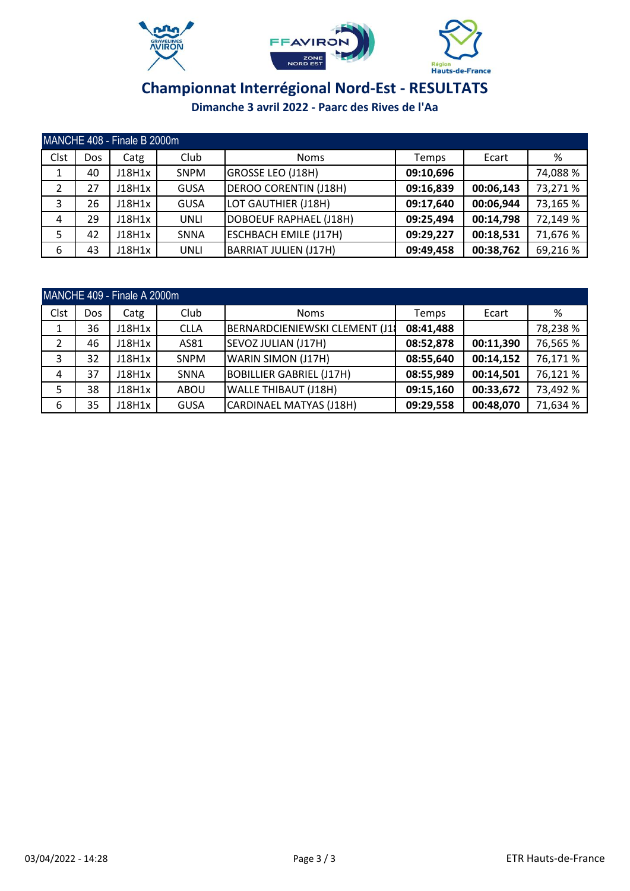# Championnat Interrégional Nord-Est - RESULTATS

## Dimanche 3 avril 2022 - Paarc des Rives de l'Aa

| MANCHE 408 - Finale B 2000m | | | | | | | |
|---|---|---|---|---|---|---|---|
| Clst | Dos | Catg | Club | Noms | Temps | Ecart | % |
| 1 | 40 | J18H1x | SNPM | GROSSE LEO (J18H) | **09:10,696** | | 74,088 % |
| 2 | 27 | J18H1x | GUSA | DEROO CORENTIN (J18H) | **09:16,839** | **00:06,143** | 73,271 % |
| 3 | 26 | J18H1x | GUSA | LOT GAUTHIER (J18H) | **09:17,640** | **00:06,944** | 73,165 % |
| 4 | 29 | J18H1x | UNLI | DOBOEUF RAPHAEL (J18H) | **09:25,494** | **00:14,798** | 72,149 % |
| 5 | 42 | J18H1x | SNNA | ESCHBACH EMILE (J17H) | **09:29,227** | **00:18,531** | 71,676 % |
| 6 | 43 | J18H1x | UNLI | BARRIAT JULIEN (J17H) | **09:49,458** | **00:38,762** | 69,216 % |

| MANCHE 409 - Finale A 2000m | | | | | | | |
|---|---|---|---|---|---|---|---|
| Clst | Dos | Catg | Club | Noms | Temps | Ecart | % |
| 1 | 36 | J18H1x | CLLA | BERNARDCIENIEWSKI CLEMENT (J1 | **08:41,488** | | 78,238 % |
| 2 | 46 | J18H1x | AS81 | SEVOZ JULIAN (J17H) | **08:52,878** | **00:11,390** | 76,565 % |
| 3 | 32 | J18H1x | SNPM | WARIN SIMON (J17H) | **08:55,640** | **00:14,152** | 76,171 % |
| 4 | 37 | J18H1x | SNNA | BOBILLIER GABRIEL (J17H) | **08:55,989** | **00:14,501** | 76,121 % |
| 5 | 38 | J18H1x | ABOU | WALLE THIBAUT (J18H) | **09:15,160** | **00:33,672** | 73,492 % |
| 6 | 35 | J18H1x | GUSA | CARDINAEL MATYAS (J18H) | **09:29,558** | **00:48,070** | 71,634 % |

03/04/2022 - 14:28

ETR Hauts-de-France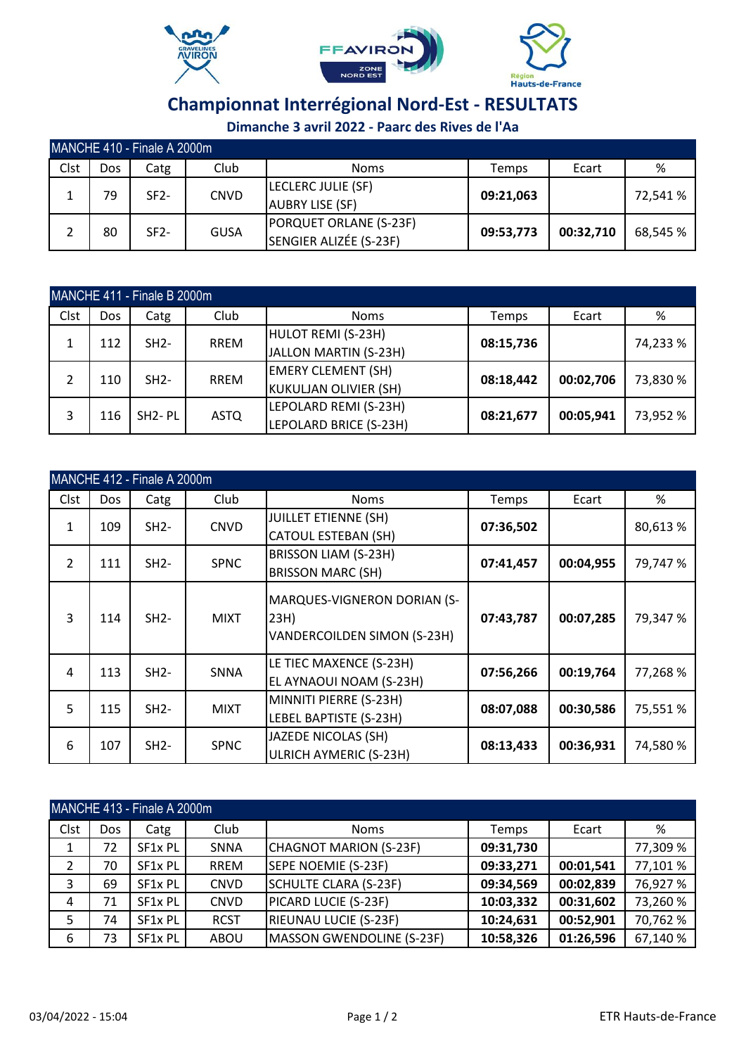# Championnat Interrégional Nord-Est - RESULTATS

**Dimanche 3 avril 2022 - Paarc des Rives de l'Aa**

| MANCHE 410 - Finale A 2000m | | | | | | | |
|---|---|---|---|---|---|---|---|
| Clst | Dos | Catg | Club | Noms | Temps | Ecart | % |
| 1 | 79 | SF2- | CNVD | LECLERC JULIE (SF)<br>AUBRY LISE (SF) | **09:21,063** | | 72,541 % |
| 2 | 80 | SF2- | GUSA | PORQUET ORLANE (S-23F)<br>SENGIER ALIZÉE (S-23F) | **09:53,773** | **00:32,710** | 68,545 % |

| MANCHE 411 - Finale B 2000m | | | | | | | |
|---|---|---|---|---|---|---|---|
| Clst | Dos | Catg | Club | Noms | Temps | Ecart | % |
| 1 | 112 | SH2- | RREM | HULOT REMI (S-23H)<br>JALLON MARTIN (S-23H) | **08:15,736** | | 74,233 % |
| 2 | 110 | SH2- | RREM | EMERY CLEMENT (SH)<br>KUKULJAN OLIVIER (SH) | **08:18,442** | **00:02,706** | 73,830 % |
| 3 | 116 | SH2- PL | ASTQ | LEPOLARD REMI (S-23H)<br>LEPOLARD BRICE (S-23H) | **08:21,677** | **00:05,941** | 73,952 % |

| MANCHE 412 - Finale A 2000m | | | | | | | |
|---|---|---|---|---|---|---|---|
| Clst | Dos | Catg | Club | Noms | Temps | Ecart | % |
| 1 | 109 | SH2- | CNVD | JUILLET ETIENNE (SH)<br>CATOUL ESTEBAN (SH) | **07:36,502** | | 80,613 % |
| 2 | 111 | SH2- | SPNC | BRISSON LIAM (S-23H)<br>BRISSON MARC (SH) | **07:41,457** | **00:04,955** | 79,747 % |
| 3 | 114 | SH2- | MIXT | MARQUES-VIGNERON DORIAN (S-23H)<br>VANDERCOILDEN SIMON (S-23H) | **07:43,787** | **00:07,285** | 79,347 % |
| 4 | 113 | SH2- | SNNA | LE TIEC MAXENCE (S-23H)<br>EL AYNAOUI NOAM (S-23H) | **07:56,266** | **00:19,764** | 77,268 % |
| 5 | 115 | SH2- | MIXT | MINNITI PIERRE (S-23H)<br>LEBEL BAPTISTE (S-23H) | **08:07,088** | **00:30,586** | 75,551 % |
| 6 | 107 | SH2- | SPNC | JAZEDE NICOLAS (SH)<br>ULRICH AYMERIC (S-23H) | **08:13,433** | **00:36,931** | 74,580 % |

| MANCHE 413 - Finale A 2000m | | | | | | | |
|---|---|---|---|---|---|---|---|
| Clst | Dos | Catg | Club | Noms | Temps | Ecart | % |
| 1 | 72 | SF1x PL | SNNA | CHAGNOT MARION (S-23F) | **09:31,730** | | 77,309 % |
| 2 | 70 | SF1x PL | RREM | SEPE NOEMIE (S-23F) | **09:33,271** | **00:01,541** | 77,101 % |
| 3 | 69 | SF1x PL | CNVD | SCHULTE CLARA (S-23F) | **09:34,569** | **00:02,839** | 76,927 % |
| 4 | 71 | SF1x PL | CNVD | PICARD LUCIE (S-23F) | **10:03,332** | **00:31,602** | 73,260 % |
| 5 | 74 | SF1x PL | RCST | RIEUNAU LUCIE (S-23F) | **10:24,631** | **00:52,901** | 70,762 % |
| 6 | 73 | SF1x PL | ABOU | MASSON GWENDOLINE (S-23F) | **10:58,326** | **01:26,596** | 67,140 % |

03/04/2022 - 15:04 — ETR Hauts-de-France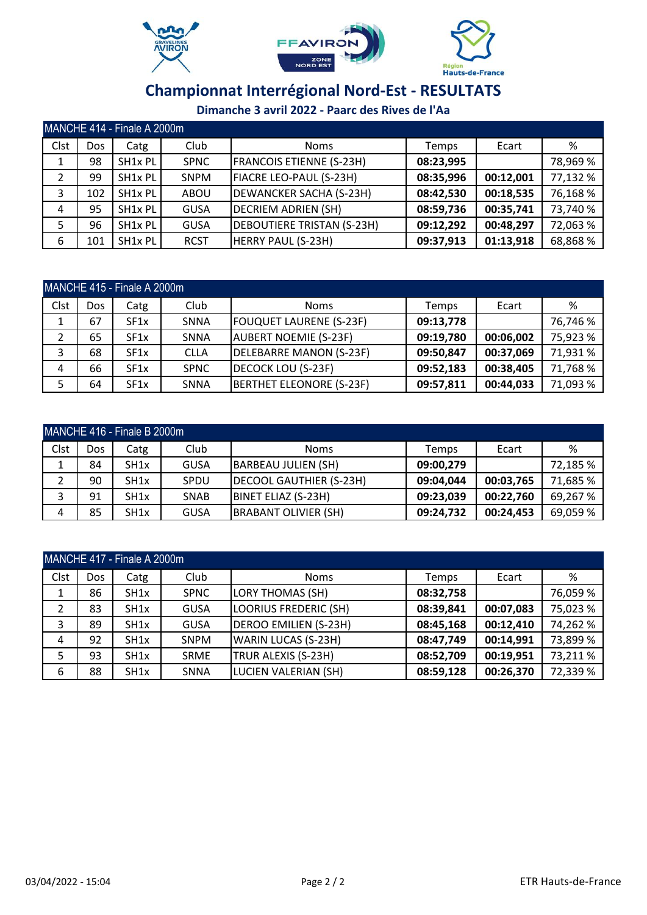# Championnat Interrégional Nord-Est - RESULTATS

**Dimanche 3 avril 2022 - Paarc des Rives de l'Aa**

| MANCHE 414 - Finale A 2000m | | | | | | | |
|---|---|---|---|---|---|---|---|
| Clst | Dos | Catg | Club | Noms | Temps | Ecart | % |
| 1 | 98 | SH1x PL | SPNC | FRANCOIS ETIENNE (S-23H) | **08:23,995** | | 78,969 % |
| 2 | 99 | SH1x PL | SNPM | FIACRE LEO-PAUL (S-23H) | **08:35,996** | **00:12,001** | 77,132 % |
| 3 | 102 | SH1x PL | ABOU | DEWANCKER SACHA (S-23H) | **08:42,530** | **00:18,535** | 76,168 % |
| 4 | 95 | SH1x PL | GUSA | DECRIEM ADRIEN (SH) | **08:59,736** | **00:35,741** | 73,740 % |
| 5 | 96 | SH1x PL | GUSA | DEBOUTIERE TRISTAN (S-23H) | **09:12,292** | **00:48,297** | 72,063 % |
| 6 | 101 | SH1x PL | RCST | HERRY PAUL (S-23H) | **09:37,913** | **01:13,918** | 68,868 % |

| MANCHE 415 - Finale A 2000m | | | | | | | |
|---|---|---|---|---|---|---|---|
| Clst | Dos | Catg | Club | Noms | Temps | Ecart | % |
| 1 | 67 | SF1x | SNNA | FOUQUET LAURENE (S-23F) | **09:13,778** | | 76,746 % |
| 2 | 65 | SF1x | SNNA | AUBERT NOEMIE (S-23F) | **09:19,780** | **00:06,002** | 75,923 % |
| 3 | 68 | SF1x | CLLA | DELEBARRE MANON (S-23F) | **09:50,847** | **00:37,069** | 71,931 % |
| 4 | 66 | SF1x | SPNC | DECOCK LOU (S-23F) | **09:52,183** | **00:38,405** | 71,768 % |
| 5 | 64 | SF1x | SNNA | BERTHET ELEONORE (S-23F) | **09:57,811** | **00:44,033** | 71,093 % |

| MANCHE 416 - Finale B 2000m | | | | | | | |
|---|---|---|---|---|---|---|---|
| Clst | Dos | Catg | Club | Noms | Temps | Ecart | % |
| 1 | 84 | SH1x | GUSA | BARBEAU JULIEN (SH) | **09:00,279** | | 72,185 % |
| 2 | 90 | SH1x | SPDU | DECOOL GAUTHIER (S-23H) | **09:04,044** | **00:03,765** | 71,685 % |
| 3 | 91 | SH1x | SNAB | BINET ELIAZ (S-23H) | **09:23,039** | **00:22,760** | 69,267 % |
| 4 | 85 | SH1x | GUSA | BRABANT OLIVIER (SH) | **09:24,732** | **00:24,453** | 69,059 % |

| MANCHE 417 - Finale A 2000m | | | | | | | |
|---|---|---|---|---|---|---|---|
| Clst | Dos | Catg | Club | Noms | Temps | Ecart | % |
| 1 | 86 | SH1x | SPNC | LORY THOMAS (SH) | **08:32,758** | | 76,059 % |
| 2 | 83 | SH1x | GUSA | LOORIUS FREDERIC (SH) | **08:39,841** | **00:07,083** | 75,023 % |
| 3 | 89 | SH1x | GUSA | DEROO EMILIEN (S-23H) | **08:45,168** | **00:12,410** | 74,262 % |
| 4 | 92 | SH1x | SNPM | WARIN LUCAS (S-23H) | **08:47,749** | **00:14,991** | 73,899 % |
| 5 | 93 | SH1x | SRME | TRUR ALEXIS (S-23H) | **08:52,709** | **00:19,951** | 73,211 % |
| 6 | 88 | SH1x | SNNA | LUCIEN VALERIAN (SH) | **08:59,128** | **00:26,370** | 72,339 % |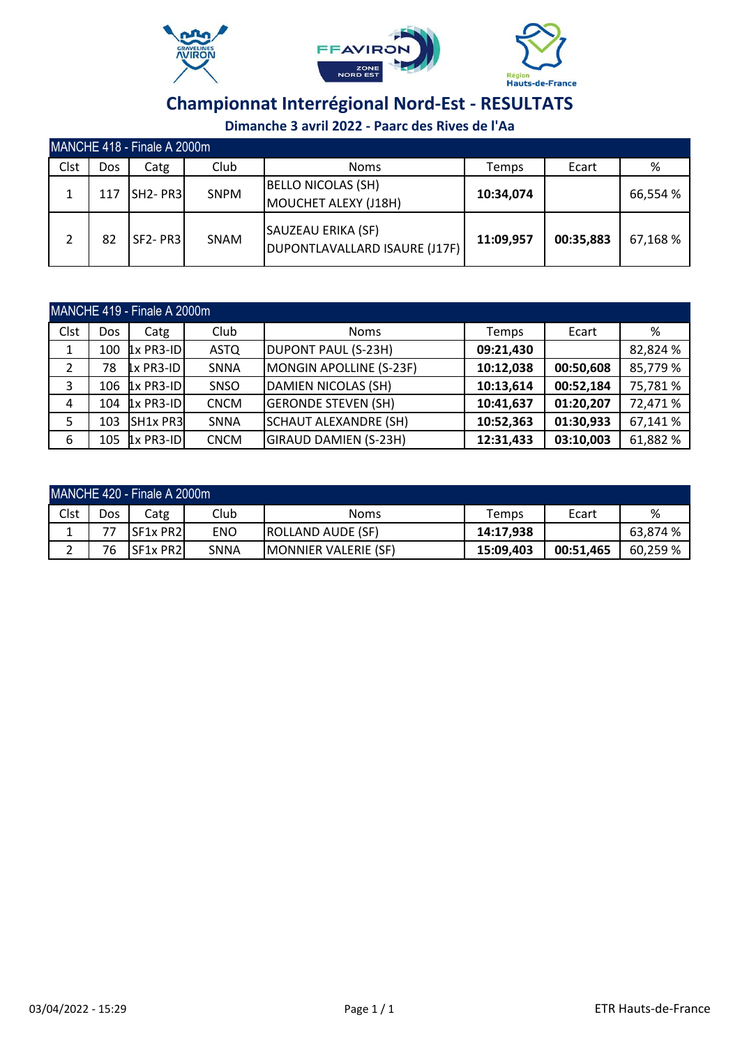# Championnat Interrégional Nord-Est - RESULTATS

**Dimanche 3 avril 2022 - Paarc des Rives de l'Aa**

## MANCHE 418 - Finale A 2000m

| Clst | Dos | Catg | Club | Noms | Temps | Ecart | % |
|---|---|---|---|---|---|---|---|
| 1 | 117 | SH2- PR3 | SNPM | BELLO NICOLAS (SH)<br>MOUCHET ALEXY (J18H) | **10:34,074** | | 66,554 % |
| 2 | 82 | SF2- PR3 | SNAM | SAUZEAU ERIKA (SF)<br>DUPONTLAVALLARD ISAURE (J17F) | **11:09,957** | **00:35,883** | 67,168 % |

## MANCHE 419 - Finale A 2000m

| Clst | Dos | Catg | Club | Noms | Temps | Ecart | % |
|---|---|---|---|---|---|---|---|
| 1 | 100 | 1x PR3-ID | ASTQ | DUPONT PAUL (S-23H) | **09:21,430** | | 82,824 % |
| 2 | 78 | 1x PR3-ID | SNNA | MONGIN APOLLINE (S-23F) | **10:12,038** | **00:50,608** | 85,779 % |
| 3 | 106 | 1x PR3-ID | SNSO | DAMIEN NICOLAS (SH) | **10:13,614** | **00:52,184** | 75,781 % |
| 4 | 104 | 1x PR3-ID | CNCM | GERONDE STEVEN (SH) | **10:41,637** | **01:20,207** | 72,471 % |
| 5 | 103 | SH1x PR3 | SNNA | SCHAUT ALEXANDRE (SH) | **10:52,363** | **01:30,933** | 67,141 % |
| 6 | 105 | 1x PR3-ID | CNCM | GIRAUD DAMIEN (S-23H) | **12:31,433** | **03:10,003** | 61,882 % |

## MANCHE 420 - Finale A 2000m

| Clst | Dos | Catg | Club | Noms | Temps | Ecart | % |
|---|---|---|---|---|---|---|---|
| 1 | 77 | SF1x PR2 | ENO | ROLLAND AUDE (SF) | **14:17,938** | | 63,874 % |
| 2 | 76 | SF1x PR2 | SNNA | MONNIER VALERIE (SF) | **15:09,403** | **00:51,465** | 60,259 % |

03/04/2022 - 15:29

ETR Hauts-de-France